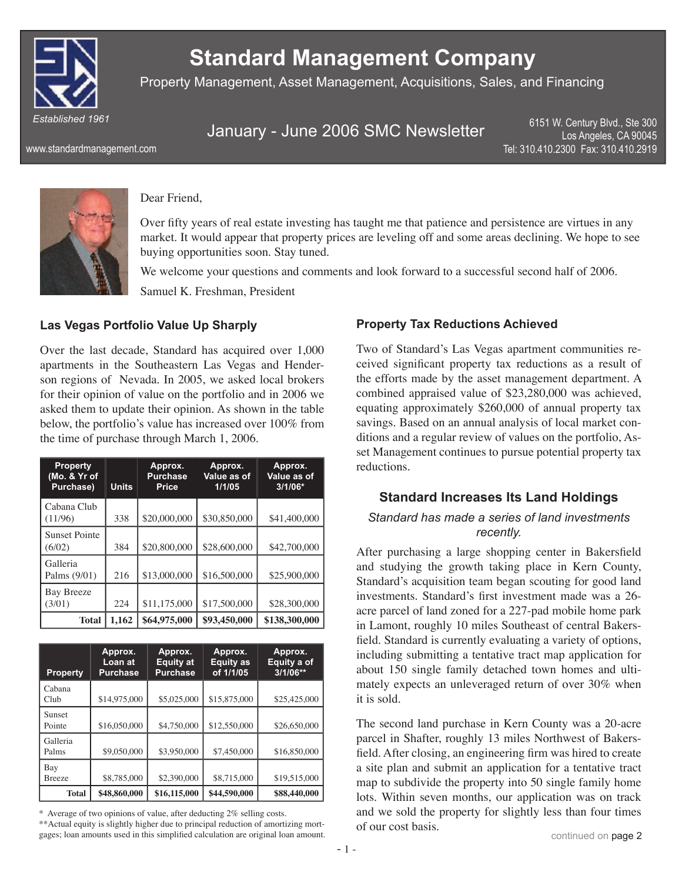# Standard Management Company

Property Management, Asset Management, Acquisitions, Sales, and Financing

*Established 1961*

January - June 2006 SMC Newsletter

6151 W. Century Blvd., Ste 300
Los Angeles, CA 90045
Tel: 310.410.2300 Fax: 310.410.2919

www.standardmanagement.com

Dear Friend,

Over fifty years of real estate investing has taught me that patience and persistence are virtues in any market. It would appear that property prices are leveling off and some areas declining. We hope to see buying opportunities soon. Stay tuned.

We welcome your questions and comments and look forward to a successful second half of 2006.

Samuel K. Freshman, President

### Las Vegas Portfolio Value Up Sharply

Over the last decade, Standard has acquired over 1,000 apartments in the Southeastern Las Vegas and Henderson regions of Nevada. In 2005, we asked local brokers for their opinion of value on the portfolio and in 2006 we asked them to update their opinion. As shown in the table below, the portfolio's value has increased over 100% from the time of purchase through March 1, 2006.

| Property (Mo. & Yr of Purchase) | Units | Approx. Purchase Price | Approx. Value as of 1/1/05 | Approx. Value as of 3/1/06* |
|---|---|---|---|---|
| Cabana Club (11/96) | 338 | $20,000,000 | $30,850,000 | $41,400,000 |
| Sunset Pointe (6/02) | 384 | $20,800,000 | $28,600,000 | $42,700,000 |
| Galleria Palms (9/01) | 216 | $13,000,000 | $16,500,000 | $25,900,000 |
| Bay Breeze (3/01) | 224 | $11,175,000 | $17,500,000 | $28,300,000 |
| **Total** | **1,162** | **$64,975,000** | **$93,450,000** | **$138,300,000** |

| Property | Approx. Loan at Purchase | Approx. Equity at Purchase | Approx. Equity as of 1/1/05 | Approx. Equity a of 3/1/06** |
|---|---|---|---|---|
| Cabana Club | $14,975,000 | $5,025,000 | $15,875,000 | $25,425,000 |
| Sunset Pointe | $16,050,000 | $4,750,000 | $12,550,000 | $26,650,000 |
| Galleria Palms | $9,050,000 | $3,950,000 | $7,450,000 | $16,850,000 |
| Bay Breeze | $8,785,000 | $2,390,000 | $8,715,000 | $19,515,000 |
| **Total** | **$48,860,000** | **$16,115,000** | **$44,590,000** | **$88,440,000** |

\* Average of two opinions of value, after deducting 2% selling costs.
\*\*Actual equity is slightly higher due to principal reduction of amortizing mortgages; loan amounts used in this simplified calculation are original loan amount.

### Property Tax Reductions Achieved

Two of Standard's Las Vegas apartment communities received significant property tax reductions as a result of the efforts made by the asset management department. A combined appraised value of $23,280,000 was achieved, equating approximately $260,000 of annual property tax savings. Based on an annual analysis of local market conditions and a regular review of values on the portfolio, Asset Management continues to pursue potential property tax reductions.

### Standard Increases Its Land Holdings

*Standard has made a series of land investments recently.*

After purchasing a large shopping center in Bakersfield and studying the growth taking place in Kern County, Standard's acquisition team began scouting for good land investments. Standard's first investment made was a 26-acre parcel of land zoned for a 227-pad mobile home park in Lamont, roughly 10 miles Southeast of central Bakersfield. Standard is currently evaluating a variety of options, including submitting a tentative tract map application for about 150 single family detached town homes and ultimately expects an unleveraged return of over 30% when it is sold.

The second land purchase in Kern County was a 20-acre parcel in Shafter, roughly 13 miles Northwest of Bakersfield. After closing, an engineering firm was hired to create a site plan and submit an application for a tentative tract map to subdivide the property into 50 single family home lots. Within seven months, our application was on track and we sold the property for slightly less than four times of our cost basis.

continued on page 2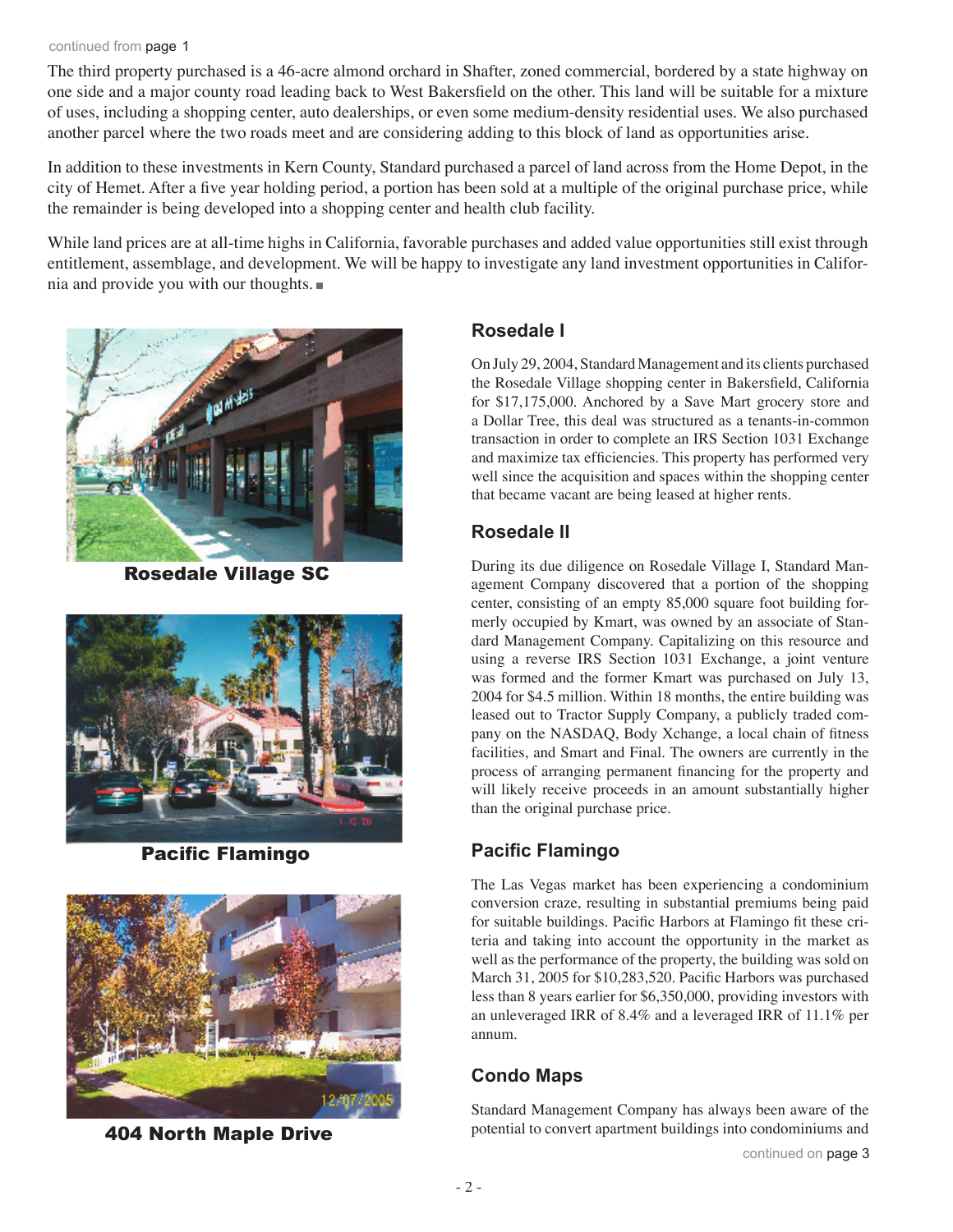continued from page 1

The third property purchased is a 46-acre almond orchard in Shafter, zoned commercial, bordered by a state highway on one side and a major county road leading back to West Bakersfield on the other. This land will be suitable for a mixture of uses, including a shopping center, auto dealerships, or even some medium-density residential uses. We also purchased another parcel where the two roads meet and are considering adding to this block of land as opportunities arise.

In addition to these investments in Kern County, Standard purchased a parcel of land across from the Home Depot, in the city of Hemet. After a five year holding period, a portion has been sold at a multiple of the original purchase price, while the remainder is being developed into a shopping center and health club facility.

While land prices are at all-time highs in California, favorable purchases and added value opportunities still exist through entitlement, assemblage, and development. We will be happy to investigate any land investment opportunities in California and provide you with our thoughts. ■

**Rosedale Village SC**

**Pacific Flamingo**

**404 North Maple Drive**

## Rosedale I

On July 29, 2004, Standard Management and its clients purchased the Rosedale Village shopping center in Bakersfield, California for $17,175,000. Anchored by a Save Mart grocery store and a Dollar Tree, this deal was structured as a tenants-in-common transaction in order to complete an IRS Section 1031 Exchange and maximize tax efficiencies. This property has performed very well since the acquisition and spaces within the shopping center that became vacant are being leased at higher rents.

## Rosedale II

During its due diligence on Rosedale Village I, Standard Management Company discovered that a portion of the shopping center, consisting of an empty 85,000 square foot building formerly occupied by Kmart, was owned by an associate of Standard Management Company. Capitalizing on this resource and using a reverse IRS Section 1031 Exchange, a joint venture was formed and the former Kmart was purchased on July 13, 2004 for $4.5 million. Within 18 months, the entire building was leased out to Tractor Supply Company, a publicly traded company on the NASDAQ, Body Xchange, a local chain of fitness facilities, and Smart and Final. The owners are currently in the process of arranging permanent financing for the property and will likely receive proceeds in an amount substantially higher than the original purchase price.

## Pacific Flamingo

The Las Vegas market has been experiencing a condominium conversion craze, resulting in substantial premiums being paid for suitable buildings. Pacific Harbors at Flamingo fit these criteria and taking into account the opportunity in the market as well as the performance of the property, the building was sold on March 31, 2005 for $10,283,520. Pacific Harbors was purchased less than 8 years earlier for $6,350,000, providing investors with an unleveraged IRR of 8.4% and a leveraged IRR of 11.1% per annum.

## Condo Maps

Standard Management Company has always been aware of the potential to convert apartment buildings into condominiums and

continued on page 3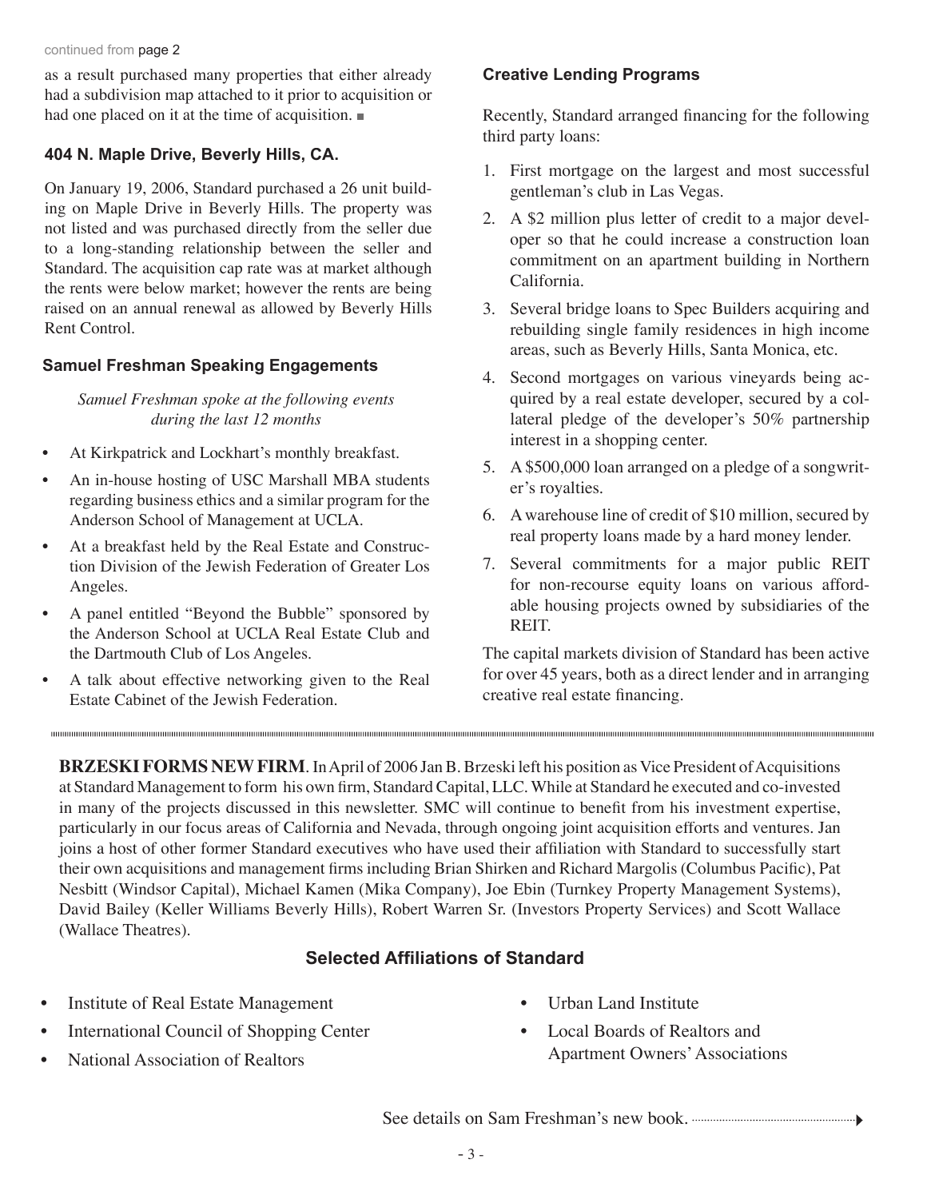continued from page 2

as a result purchased many properties that either already had a subdivision map attached to it prior to acquisition or had one placed on it at the time of acquisition. ■

### 404 N. Maple Drive, Beverly Hills, CA.

On January 19, 2006, Standard purchased a 26 unit building on Maple Drive in Beverly Hills. The property was not listed and was purchased directly from the seller due to a long-standing relationship between the seller and Standard. The acquisition cap rate was at market although the rents were below market; however the rents are being raised on an annual renewal as allowed by Beverly Hills Rent Control.

### Samuel Freshman Speaking Engagements

*Samuel Freshman spoke at the following events during the last 12 months*

- At Kirkpatrick and Lockhart's monthly breakfast.
- An in-house hosting of USC Marshall MBA students regarding business ethics and a similar program for the Anderson School of Management at UCLA.
- At a breakfast held by the Real Estate and Construction Division of the Jewish Federation of Greater Los Angeles.
- A panel entitled "Beyond the Bubble" sponsored by the Anderson School at UCLA Real Estate Club and the Dartmouth Club of Los Angeles.
- A talk about effective networking given to the Real Estate Cabinet of the Jewish Federation.

### Creative Lending Programs

Recently, Standard arranged financing for the following third party loans:

1. First mortgage on the largest and most successful gentleman's club in Las Vegas.
2. A $2 million plus letter of credit to a major developer so that he could increase a construction loan commitment on an apartment building in Northern California.
3. Several bridge loans to Spec Builders acquiring and rebuilding single family residences in high income areas, such as Beverly Hills, Santa Monica, etc.
4. Second mortgages on various vineyards being acquired by a real estate developer, secured by a collateral pledge of the developer's 50% partnership interest in a shopping center.
5. A $500,000 loan arranged on a pledge of a songwriter's royalties.
6. A warehouse line of credit of $10 million, secured by real property loans made by a hard money lender.
7. Several commitments for a major public REIT for non-recourse equity loans on various affordable housing projects owned by subsidiaries of the REIT.

The capital markets division of Standard has been active for over 45 years, both as a direct lender and in arranging creative real estate financing.

**BRZESKI FORMS NEW FIRM**. In April of 2006 Jan B. Brzeski left his position as Vice President of Acquisitions at Standard Management to form his own firm, Standard Capital, LLC. While at Standard he executed and co-invested in many of the projects discussed in this newsletter. SMC will continue to benefit from his investment expertise, particularly in our focus areas of California and Nevada, through ongoing joint acquisition efforts and ventures. Jan joins a host of other former Standard executives who have used their affiliation with Standard to successfully start their own acquisitions and management firms including Brian Shirken and Richard Margolis (Columbus Pacific), Pat Nesbitt (Windsor Capital), Michael Kamen (Mika Company), Joe Ebin (Turnkey Property Management Systems), David Bailey (Keller Williams Beverly Hills), Robert Warren Sr. (Investors Property Services) and Scott Wallace (Wallace Theatres).

### Selected Affiliations of Standard

- Institute of Real Estate Management
- International Council of Shopping Center
- National Association of Realtors
- Urban Land Institute
- Local Boards of Realtors and Apartment Owners' Associations

See details on Sam Freshman's new book.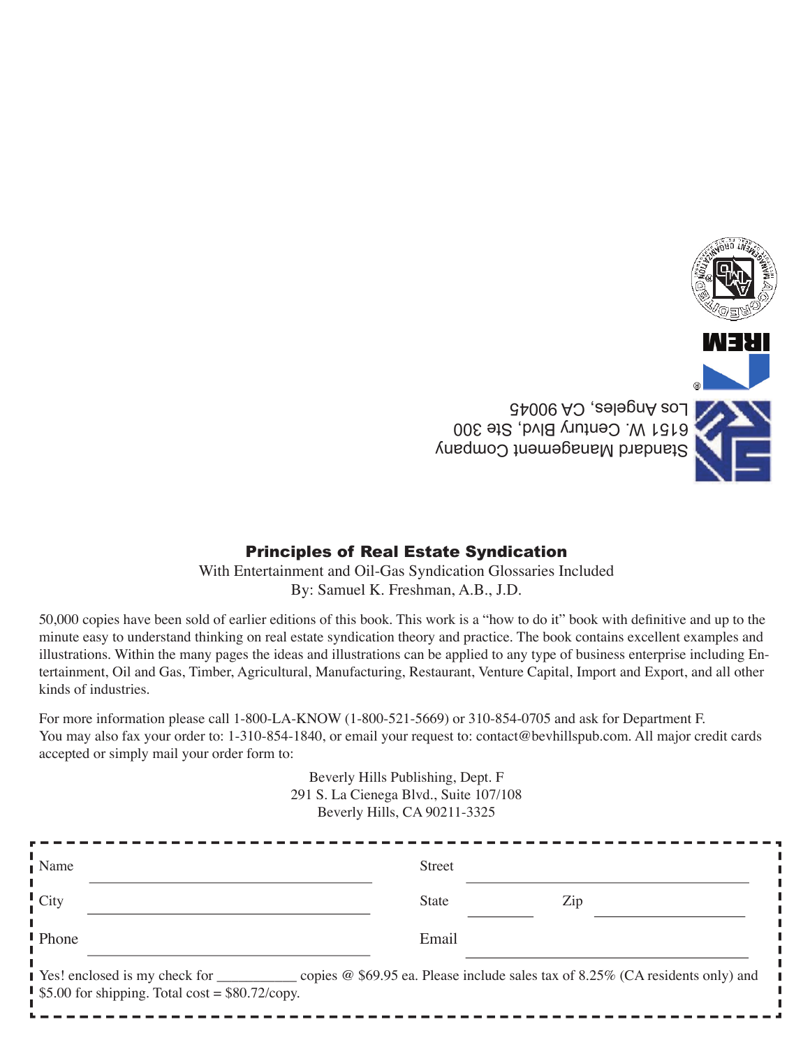Standard Management Company
6151 W. Century Blvd, Ste 300
Los Angeles, CA 90045

IREM

## Principles of Real Estate Syndication

With Entertainment and Oil-Gas Syndication Glossaries Included
By: Samuel K. Freshman, A.B., J.D.

50,000 copies have been sold of earlier editions of this book. This work is a "how to do it" book with definitive and up to the minute easy to understand thinking on real estate syndication theory and practice. The book contains excellent examples and illustrations. Within the many pages the ideas and illustrations can be applied to any type of business enterprise including Entertainment, Oil and Gas, Timber, Agricultural, Manufacturing, Restaurant, Venture Capital, Import and Export, and all other kinds of industries.

For more information please call 1-800-LA-KNOW (1-800-521-5669) or 310-854-0705 and ask for Department F.
You may also fax your order to: 1-310-854-1840, or email your request to: contact@bevhillspub.com. All major credit cards accepted or simply mail your order form to:

Beverly Hills Publishing, Dept. F
291 S. La Cienega Blvd., Suite 107/108
Beverly Hills, CA 90211-3325

Name ______________________ Street ______________________

City ______________________ State ________ Zip ______________

Phone ______________________ Email ______________________

Yes! enclosed is my check for __________ copies @ $69.95 ea. Please include sales tax of 8.25% (CA residents only) and $5.00 for shipping. Total cost = $80.72/copy.